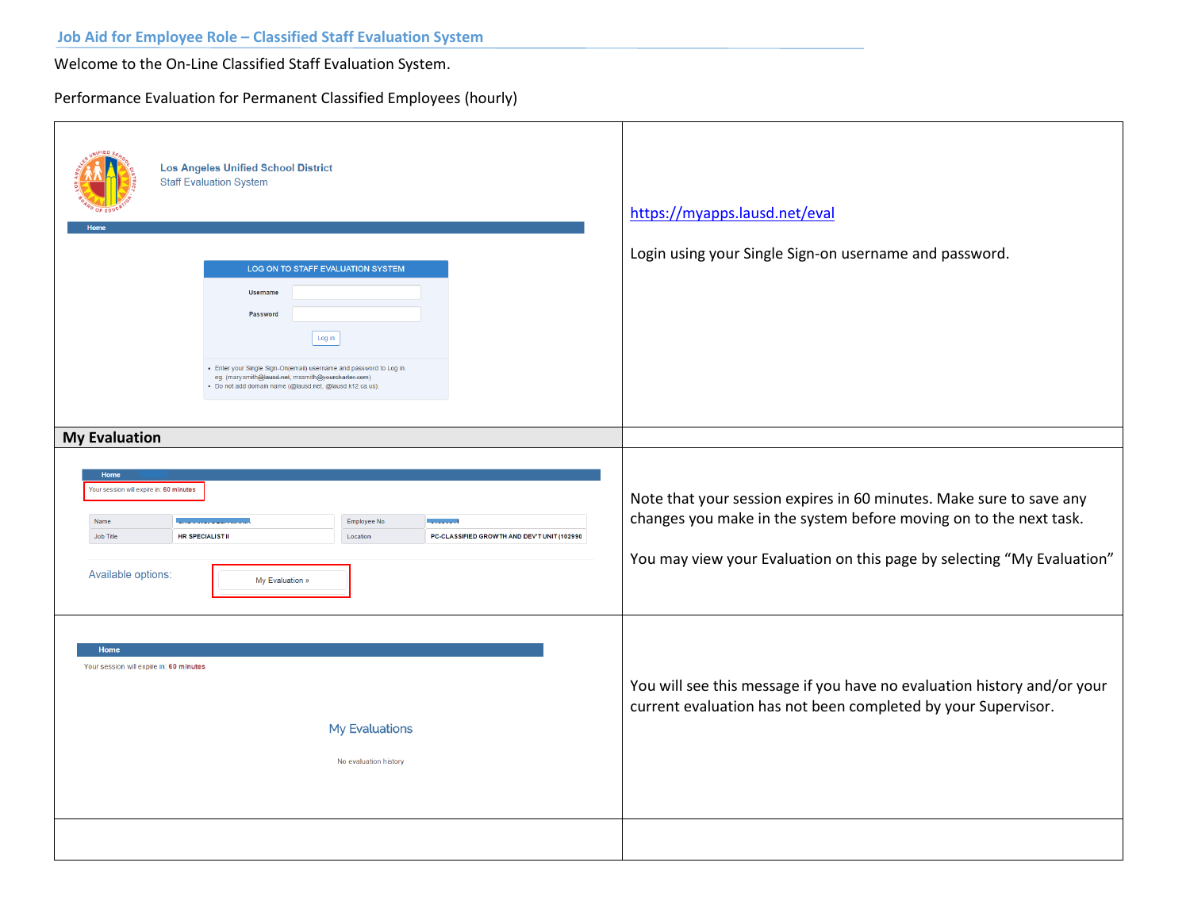## Job Aid for Employee Role – Classified Staff Evaluation System

Welcome to the On-Line Classified Staff Evaluation System.

Performance Evaluation for Permanent Classified Employees (hourly)

| | |
|---|---|
| Los Angeles Unified School District<br>Staff Evaluation System<br>Home<br>LOG ON TO STAFF EVALUATION SYSTEM<br>Username<br>Password<br>Log in<br>• Enter your Single Sign-On(email) username and password to Log in. eg. (mary.smith@lausd.net, mssmith@yourcharter.com)<br>• Do not add domain name (@lausd.net, @lausd.k12.ca.us). | https://myapps.lausd.net/eval<br><br>Login using your Single Sign-on username and password. |
| **My Evaluation** | |
| Home<br>Your session will expire in: 60 minutes<br>Name / Employee No.<br>Job Title: HR SPECIALIST II / Location: PC-CLASSIFIED GROWTH AND DEV'T UNIT (102990<br>Available options: My Evaluation » | Note that your session expires in 60 minutes. Make sure to save any changes you make in the system before moving on to the next task.<br><br>You may view your Evaluation on this page by selecting "My Evaluation" |
| Home<br>Your session will expire in: 60 minutes<br>My Evaluations<br>No evaluation history | You will see this message if you have no evaluation history and/or your current evaluation has not been completed by your Supervisor. |
| | |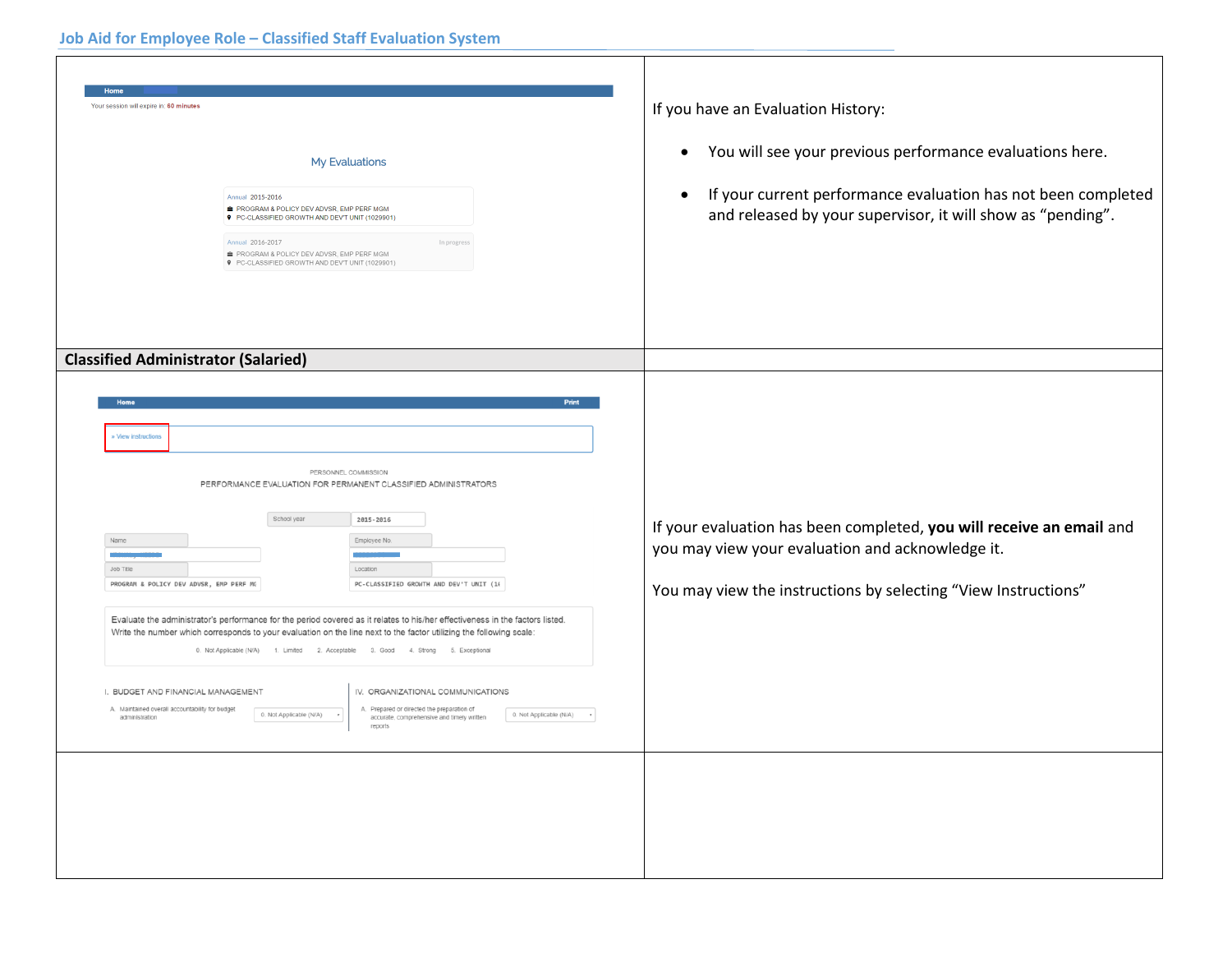| | |
|---|---|
| | If you have an Evaluation History:<br><br>• You will see your previous performance evaluations here.<br><br>• If your current performance evaluation has not been completed and released by your supervisor, it will show as "pending". |
| **Classified Administrator (Salaried)** | |
| | If your evaluation has been completed, **you will receive an email** and you may view your evaluation and acknowledge it.<br><br>You may view the instructions by selecting "View Instructions" |
| | |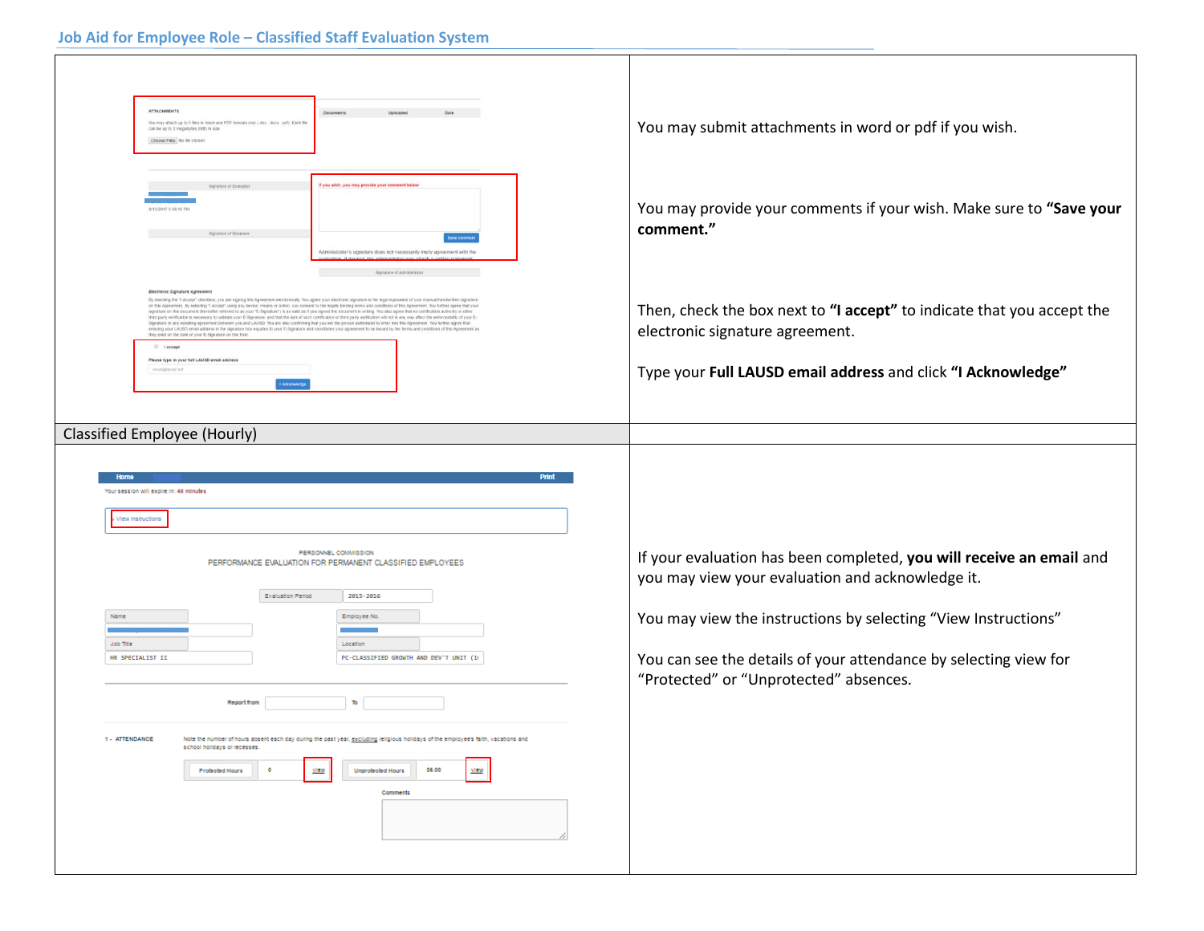| | |
|---|---|
| | You may submit attachments in word or pdf if you wish.<br><br>You may provide your comments if your wish. Make sure to **"Save your comment."**<br><br>Then, check the box next to **"I accept"** to indicate that you accept the electronic signature agreement.<br><br>Type your **Full LAUSD email address** and click **"I Acknowledge"** |
| Classified Employee (Hourly) | |
| | If your evaluation has been completed, **you will receive an email** and you may view your evaluation and acknowledge it.<br><br>You may view the instructions by selecting "View Instructions"<br><br>You can see the details of your attendance by selecting view for "Protected" or "Unprotected" absences. |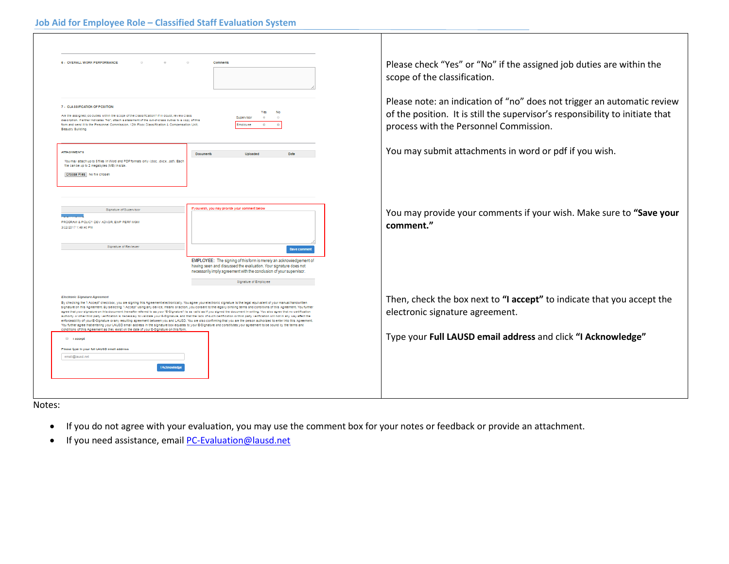| | |
|---|---|
| | Please check "Yes" or "No" if the assigned job duties are within the scope of the classification.<br><br>Please note: an indication of "no" does not trigger an automatic review of the position. It is still the supervisor's responsibility to initiate that process with the Personnel Commission.<br><br>You may submit attachments in word or pdf if you wish. |
| | You may provide your comments if your wish. Make sure to **"Save your comment."** |
| | Then, check the box next to **"I accept"** to indicate that you accept the electronic signature agreement.<br><br>Type your **Full LAUSD email address** and click **"I Acknowledge"** |

Notes:

- If you do not agree with your evaluation, you may use the comment box for your notes or feedback or provide an attachment.
- If you need assistance, email PC-Evaluation@lausd.net